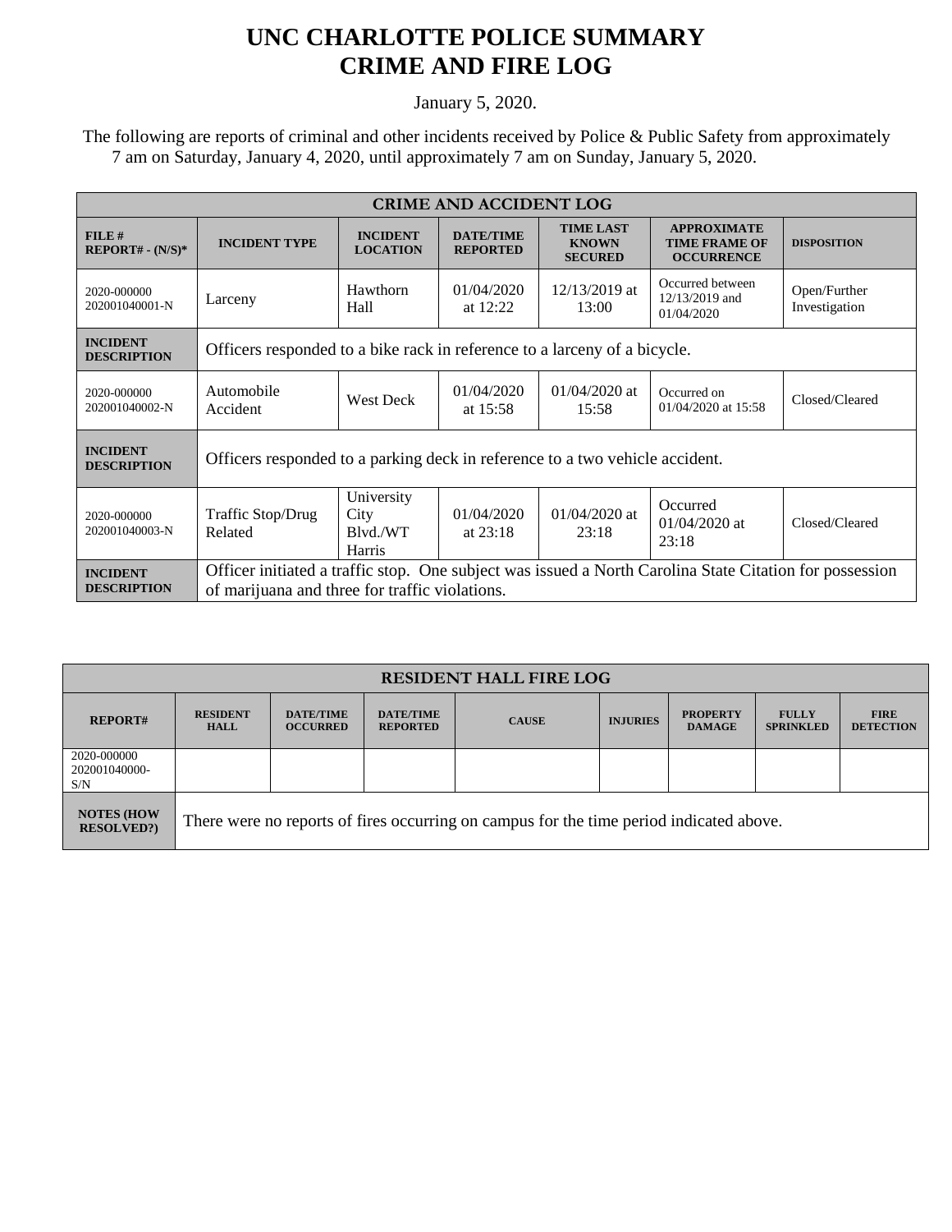# UNC CHARLOTTE POLICE SUMMARY
# CRIME AND FIRE LOG

January 5, 2020.

The following are reports of criminal and other incidents received by Police & Public Safety from approximately 7 am on Saturday, January 4, 2020, until approximately 7 am on Sunday, January 5, 2020.

| CRIME AND ACCIDENT LOG | | | | | | |
|---|---|---|---|---|---|---|
| **FILE # REPORT# - (N/S)*** | **INCIDENT TYPE** | **INCIDENT LOCATION** | **DATE/TIME REPORTED** | **TIME LAST KNOWN SECURED** | **APPROXIMATE TIME FRAME OF OCCURRENCE** | **DISPOSITION** |
| 2020-000000 202001040001-N | Larceny | Hawthorn Hall | 01/04/2020 at 12:22 | 12/13/2019 at 13:00 | Occurred between 12/13/2019 and 01/04/2020 | Open/Further Investigation |
| **INCIDENT DESCRIPTION** | Officers responded to a bike rack in reference to a larceny of a bicycle. | | | | | |
| 2020-000000 202001040002-N | Automobile Accident | West Deck | 01/04/2020 at 15:58 | 01/04/2020 at 15:58 | Occurred on 01/04/2020 at 15:58 | Closed/Cleared |
| **INCIDENT DESCRIPTION** | Officers responded to a parking deck in reference to a two vehicle accident. | | | | | |
| 2020-000000 202001040003-N | Traffic Stop/Drug Related | University City Blvd./WT Harris | 01/04/2020 at 23:18 | 01/04/2020 at 23:18 | Occurred 01/04/2020 at 23:18 | Closed/Cleared |
| **INCIDENT DESCRIPTION** | Officer initiated a traffic stop. One subject was issued a North Carolina State Citation for possession of marijuana and three for traffic violations. | | | | | |

| RESIDENT HALL FIRE LOG | | | | | | | | |
|---|---|---|---|---|---|---|---|---|
| **REPORT#** | **RESIDENT HALL** | **DATE/TIME OCCURRED** | **DATE/TIME REPORTED** | **CAUSE** | **INJURIES** | **PROPERTY DAMAGE** | **FULLY SPRINKLED** | **FIRE DETECTION** |
| 2020-000000 202001040000-S/N | | | | | | | | |
| **NOTES (HOW RESOLVED?)** | There were no reports of fires occurring on campus for the time period indicated above. | | | | | | | |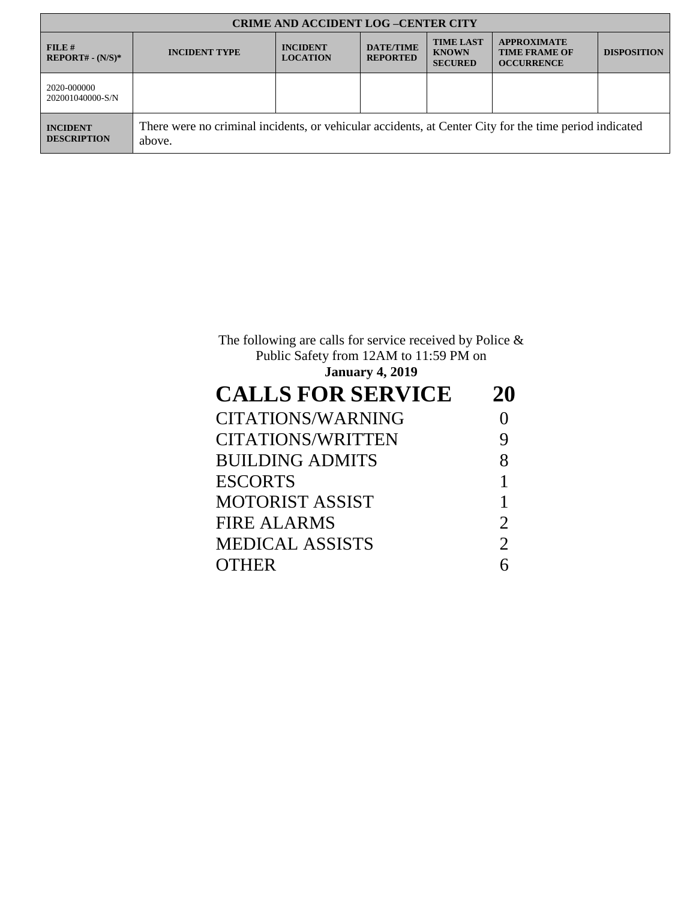| CRIME AND ACCIDENT LOG –CENTER CITY | | | | | | |
|---|---|---|---|---|---|---|
| **FILE # REPORT# - (N/S)*** | **INCIDENT TYPE** | **INCIDENT LOCATION** | **DATE/TIME REPORTED** | **TIME LAST KNOWN SECURED** | **APPROXIMATE TIME FRAME OF OCCURRENCE** | **DISPOSITION** |
| 2020-000000 202001040000-S/N | | | | | | |
| **INCIDENT DESCRIPTION** | There were no criminal incidents, or vehicular accidents, at Center City for the time period indicated above. | | | | | |

The following are calls for service received by Police & Public Safety from 12AM to 11:59 PM on

**January 4, 2019**

| | |
|---|---|
| **CALLS FOR SERVICE** | **20** |
| CITATIONS/WARNING | 0 |
| CITATIONS/WRITTEN | 9 |
| BUILDING ADMITS | 8 |
| ESCORTS | 1 |
| MOTORIST ASSIST | 1 |
| FIRE ALARMS | 2 |
| MEDICAL ASSISTS | 2 |
| OTHER | 6 |